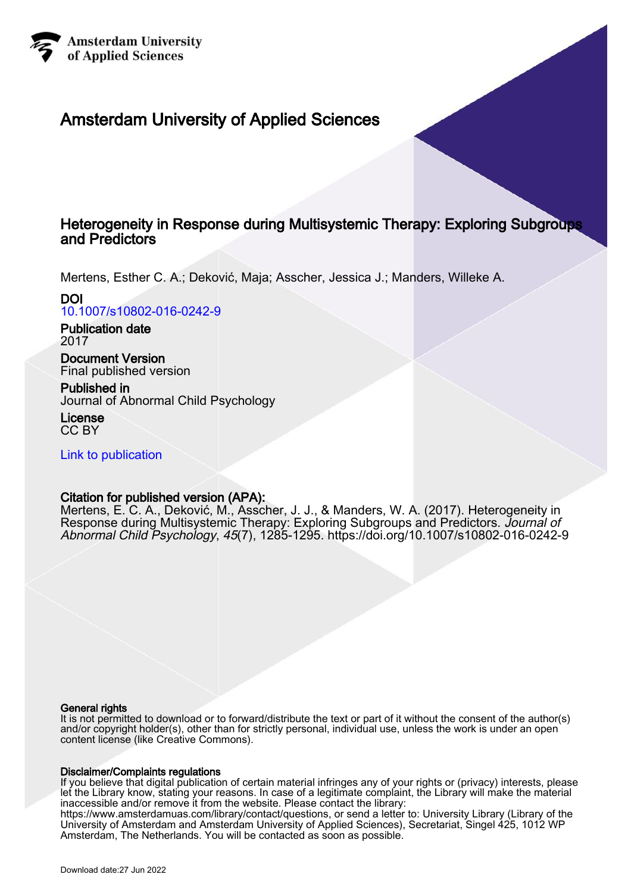Amsterdam University of Applied Sciences

# Amsterdam University of Applied Sciences

## Heterogeneity in Response during Multisystemic Therapy: Exploring Subgroups and Predictors

Mertens, Esther C. A.; Deković, Maja; Asscher, Jessica J.; Manders, Willeke A.

**DOI**
10.1007/s10802-016-0242-9

**Publication date**
2017

**Document Version**
Final published version

**Published in**
Journal of Abnormal Child Psychology

**License**
CC BY

Link to publication

**Citation for published version (APA):**
Mertens, E. C. A., Deković, M., Asscher, J. J., & Manders, W. A. (2017). Heterogeneity in Response during Multisystemic Therapy: Exploring Subgroups and Predictors. *Journal of Abnormal Child Psychology*, *45*(7), 1285-1295. https://doi.org/10.1007/s10802-016-0242-9

**General rights**
It is not permitted to download or to forward/distribute the text or part of it without the consent of the author(s) and/or copyright holder(s), other than for strictly personal, individual use, unless the work is under an open content license (like Creative Commons).

**Disclaimer/Complaints regulations**
If you believe that digital publication of certain material infringes any of your rights or (privacy) interests, please let the Library know, stating your reasons. In case of a legitimate complaint, the Library will make the material inaccessible and/or remove it from the website. Please contact the library:
https://www.amsterdamuas.com/library/contact/questions, or send a letter to: University Library (Library of the University of Amsterdam and Amsterdam University of Applied Sciences), Secretariat, Singel 425, 1012 WP Amsterdam, The Netherlands. You will be contacted as soon as possible.

Download date:27 Jun 2022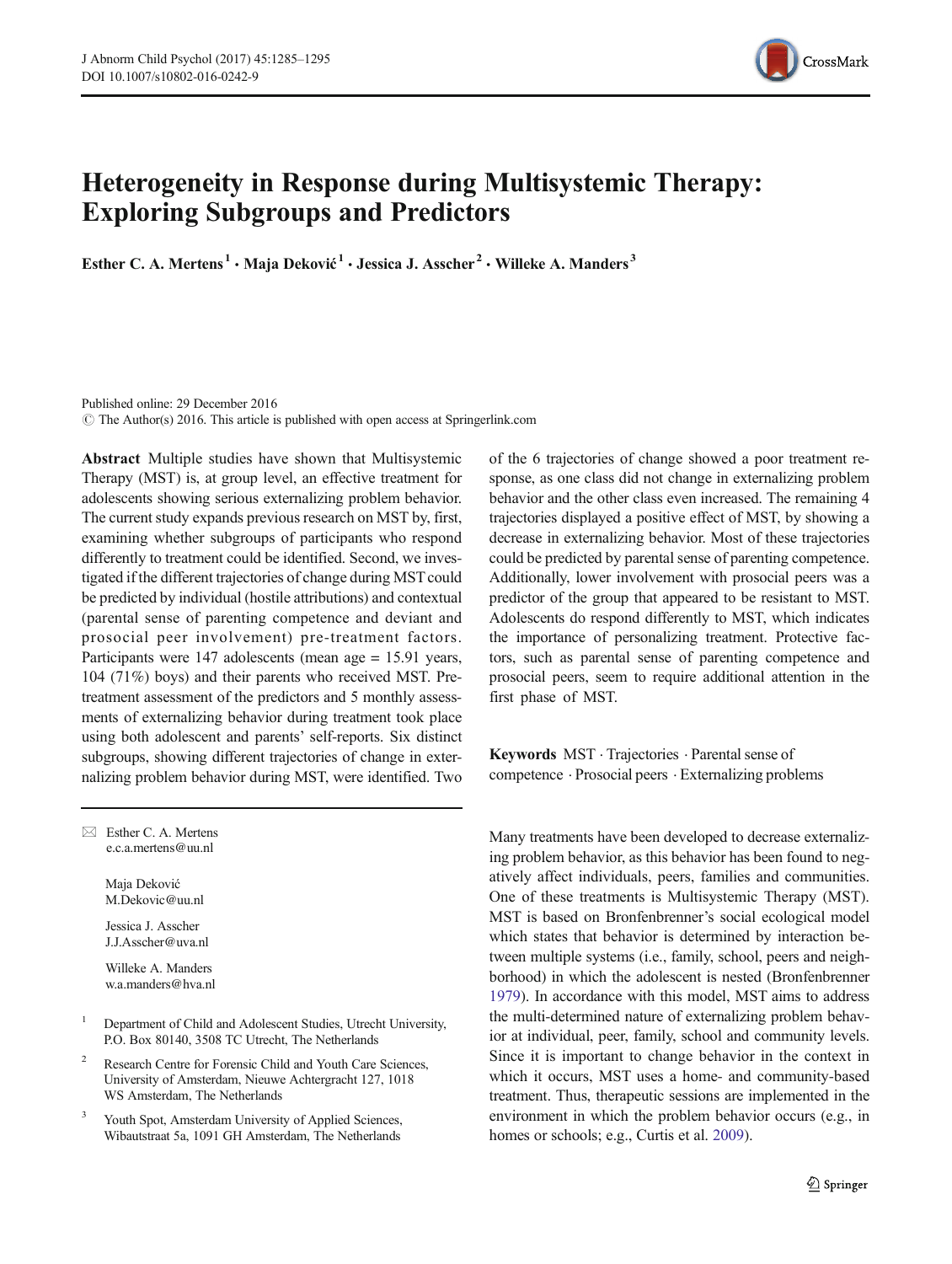# Heterogeneity in Response during Multisystemic Therapy: Exploring Subgroups and Predictors

Esther C. A. Mertens[1] · Maja Deković[1] · Jessica J. Asscher[2] · Willeke A. Manders[3]

Published online: 29 December 2016
© The Author(s) 2016. This article is published with open access at Springerlink.com

**Abstract** Multiple studies have shown that Multisystemic Therapy (MST) is, at group level, an effective treatment for adolescents showing serious externalizing problem behavior. The current study expands previous research on MST by, first, examining whether subgroups of participants who respond differently to treatment could be identified. Second, we investigated if the different trajectories of change during MST could be predicted by individual (hostile attributions) and contextual (parental sense of parenting competence and deviant and prosocial peer involvement) pre-treatment factors. Participants were 147 adolescents (mean age = 15.91 years, 104 (71%) boys) and their parents who received MST. Pre-treatment assessment of the predictors and 5 monthly assessments of externalizing behavior during treatment took place using both adolescent and parents' self-reports. Six distinct subgroups, showing different trajectories of change in externalizing problem behavior during MST, were identified. Two of the 6 trajectories of change showed a poor treatment response, as one class did not change in externalizing problem behavior and the other class even increased. The remaining 4 trajectories displayed a positive effect of MST, by showing a decrease in externalizing behavior. Most of these trajectories could be predicted by parental sense of parenting competence. Additionally, lower involvement with prosocial peers was a predictor of the group that appeared to be resistant to MST. Adolescents do respond differently to MST, which indicates the importance of personalizing treatment. Protective factors, such as parental sense of parenting competence and prosocial peers, seem to require additional attention in the first phase of MST.

**Keywords** MST · Trajectories · Parental sense of competence · Prosocial peers · Externalizing problems

✉ Esther C. A. Mertens
e.c.a.mertens@uu.nl

Maja Deković
M.Dekovic@uu.nl

Jessica J. Asscher
J.J.Asscher@uva.nl

Willeke A. Manders
w.a.manders@hva.nl

[1] Department of Child and Adolescent Studies, Utrecht University, P.O. Box 80140, 3508 TC Utrecht, The Netherlands

[2] Research Centre for Forensic Child and Youth Care Sciences, University of Amsterdam, Nieuwe Achtergracht 127, 1018 WS Amsterdam, The Netherlands

[3] Youth Spot, Amsterdam University of Applied Sciences, Wibautstraat 5a, 1091 GH Amsterdam, The Netherlands

Many treatments have been developed to decrease externalizing problem behavior, as this behavior has been found to negatively affect individuals, peers, families and communities. One of these treatments is Multisystemic Therapy (MST). MST is based on Bronfenbrenner's social ecological model which states that behavior is determined by interaction between multiple systems (i.e., family, school, peers and neighborhood) in which the adolescent is nested (Bronfenbrenner 1979). In accordance with this model, MST aims to address the multi-determined nature of externalizing problem behavior at individual, peer, family, school and community levels. Since it is important to change behavior in the context in which it occurs, MST uses a home- and community-based treatment. Thus, therapeutic sessions are implemented in the environment in which the problem behavior occurs (e.g., in homes or schools; e.g., Curtis et al. 2009).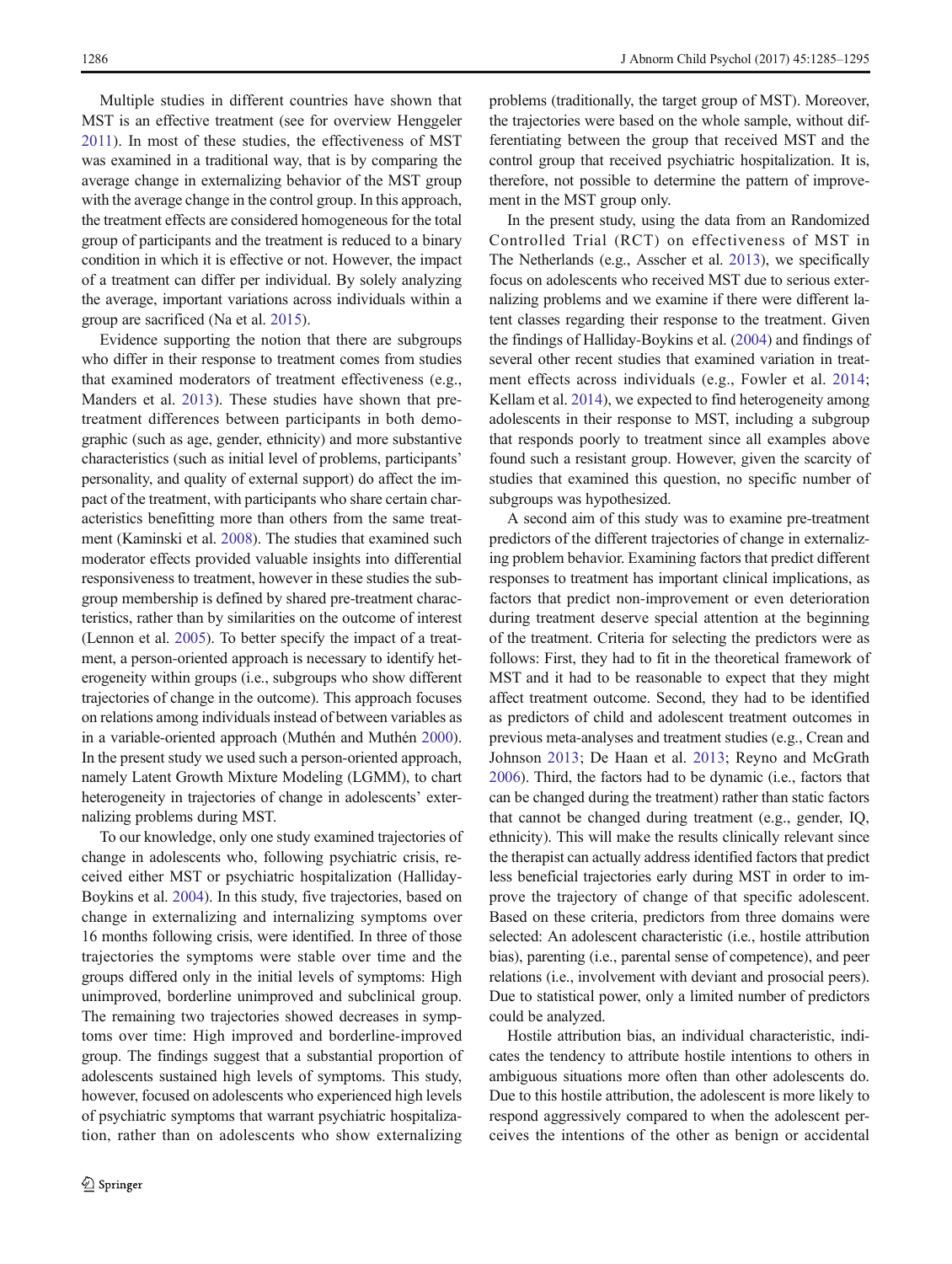Multiple studies in different countries have shown that MST is an effective treatment (see for overview Henggeler 2011). In most of these studies, the effectiveness of MST was examined in a traditional way, that is by comparing the average change in externalizing behavior of the MST group with the average change in the control group. In this approach, the treatment effects are considered homogeneous for the total group of participants and the treatment is reduced to a binary condition in which it is effective or not. However, the impact of a treatment can differ per individual. By solely analyzing the average, important variations across individuals within a group are sacrificed (Na et al. 2015).

Evidence supporting the notion that there are subgroups who differ in their response to treatment comes from studies that examined moderators of treatment effectiveness (e.g., Manders et al. 2013). These studies have shown that pre-treatment differences between participants in both demographic (such as age, gender, ethnicity) and more substantive characteristics (such as initial level of problems, participants' personality, and quality of external support) do affect the impact of the treatment, with participants who share certain characteristics benefitting more than others from the same treatment (Kaminski et al. 2008). The studies that examined such moderator effects provided valuable insights into differential responsiveness to treatment, however in these studies the subgroup membership is defined by shared pre-treatment characteristics, rather than by similarities on the outcome of interest (Lennon et al. 2005). To better specify the impact of a treatment, a person-oriented approach is necessary to identify heterogeneity within groups (i.e., subgroups who show different trajectories of change in the outcome). This approach focuses on relations among individuals instead of between variables as in a variable-oriented approach (Muthén and Muthén 2000). In the present study we used such a person-oriented approach, namely Latent Growth Mixture Modeling (LGMM), to chart heterogeneity in trajectories of change in adolescents' externalizing problems during MST.

To our knowledge, only one study examined trajectories of change in adolescents who, following psychiatric crisis, received either MST or psychiatric hospitalization (Halliday-Boykins et al. 2004). In this study, five trajectories, based on change in externalizing and internalizing symptoms over 16 months following crisis, were identified. In three of those trajectories the symptoms were stable over time and the groups differed only in the initial levels of symptoms: High unimproved, borderline unimproved and subclinical group. The remaining two trajectories showed decreases in symptoms over time: High improved and borderline-improved group. The findings suggest that a substantial proportion of adolescents sustained high levels of symptoms. This study, however, focused on adolescents who experienced high levels of psychiatric symptoms that warrant psychiatric hospitalization, rather than on adolescents who show externalizing problems (traditionally, the target group of MST). Moreover, the trajectories were based on the whole sample, without differentiating between the group that received MST and the control group that received psychiatric hospitalization. It is, therefore, not possible to determine the pattern of improvement in the MST group only.

In the present study, using the data from an Randomized Controlled Trial (RCT) on effectiveness of MST in The Netherlands (e.g., Asscher et al. 2013), we specifically focus on adolescents who received MST due to serious externalizing problems and we examine if there were different latent classes regarding their response to the treatment. Given the findings of Halliday-Boykins et al. (2004) and findings of several other recent studies that examined variation in treatment effects across individuals (e.g., Fowler et al. 2014; Kellam et al. 2014), we expected to find heterogeneity among adolescents in their response to MST, including a subgroup that responds poorly to treatment since all examples above found such a resistant group. However, given the scarcity of studies that examined this question, no specific number of subgroups was hypothesized.

A second aim of this study was to examine pre-treatment predictors of the different trajectories of change in externalizing problem behavior. Examining factors that predict different responses to treatment has important clinical implications, as factors that predict non-improvement or even deterioration during treatment deserve special attention at the beginning of the treatment. Criteria for selecting the predictors were as follows: First, they had to fit in the theoretical framework of MST and it had to be reasonable to expect that they might affect treatment outcome. Second, they had to be identified as predictors of child and adolescent treatment outcomes in previous meta-analyses and treatment studies (e.g., Crean and Johnson 2013; De Haan et al. 2013; Reyno and McGrath 2006). Third, the factors had to be dynamic (i.e., factors that can be changed during the treatment) rather than static factors that cannot be changed during treatment (e.g., gender, IQ, ethnicity). This will make the results clinically relevant since the therapist can actually address identified factors that predict less beneficial trajectories early during MST in order to improve the trajectory of change of that specific adolescent. Based on these criteria, predictors from three domains were selected: An adolescent characteristic (i.e., hostile attribution bias), parenting (i.e., parental sense of competence), and peer relations (i.e., involvement with deviant and prosocial peers). Due to statistical power, only a limited number of predictors could be analyzed.

Hostile attribution bias, an individual characteristic, indicates the tendency to attribute hostile intentions to others in ambiguous situations more often than other adolescents do. Due to this hostile attribution, the adolescent is more likely to respond aggressively compared to when the adolescent perceives the intentions of the other as benign or accidental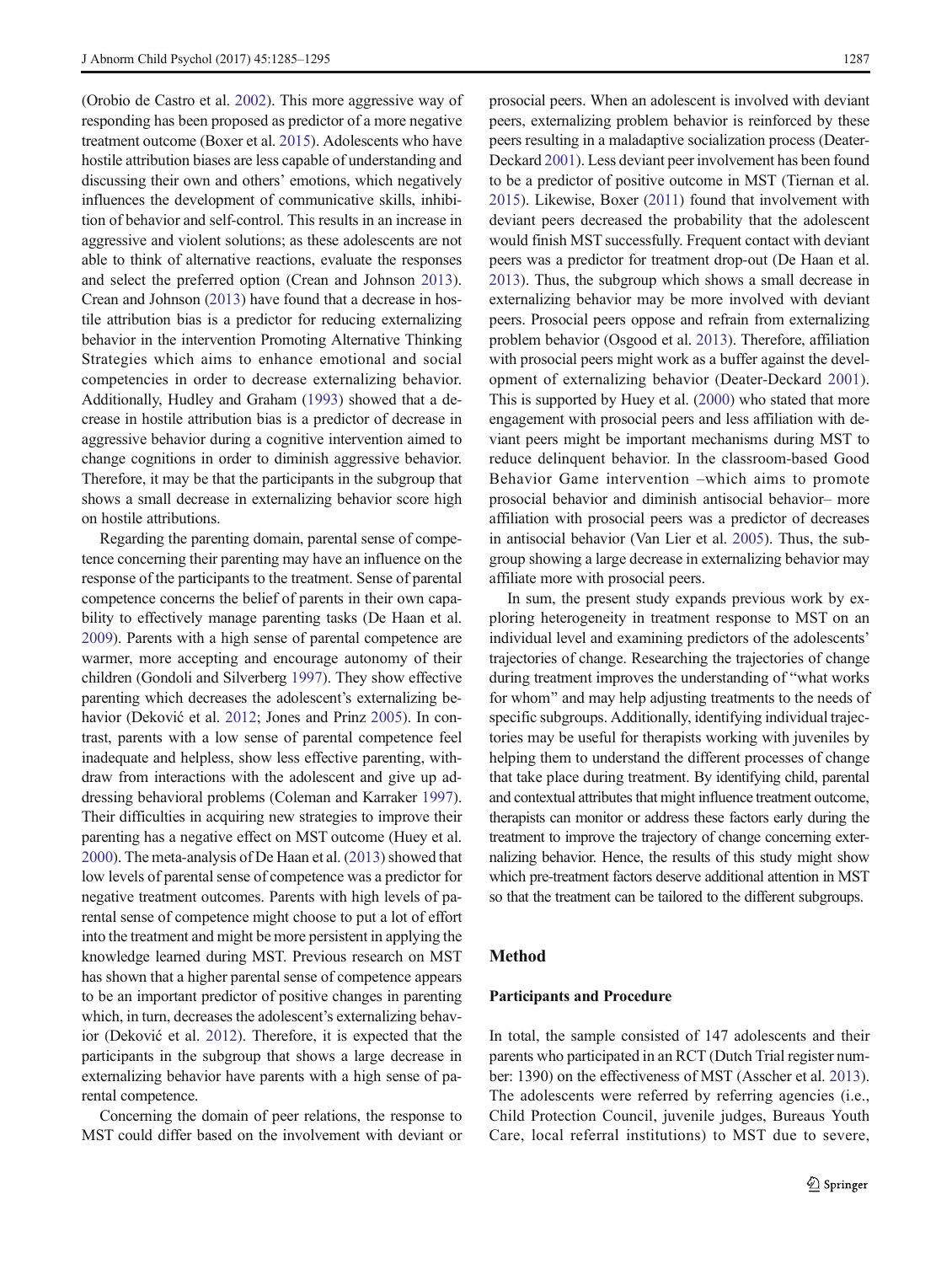(Orobio de Castro et al. 2002). This more aggressive way of responding has been proposed as predictor of a more negative treatment outcome (Boxer et al. 2015). Adolescents who have hostile attribution biases are less capable of understanding and discussing their own and others' emotions, which negatively influences the development of communicative skills, inhibition of behavior and self-control. This results in an increase in aggressive and violent solutions; as these adolescents are not able to think of alternative reactions, evaluate the responses and select the preferred option (Crean and Johnson 2013). Crean and Johnson (2013) have found that a decrease in hostile attribution bias is a predictor for reducing externalizing behavior in the intervention Promoting Alternative Thinking Strategies which aims to enhance emotional and social competencies in order to decrease externalizing behavior. Additionally, Hudley and Graham (1993) showed that a decrease in hostile attribution bias is a predictor of decrease in aggressive behavior during a cognitive intervention aimed to change cognitions in order to diminish aggressive behavior. Therefore, it may be that the participants in the subgroup that shows a small decrease in externalizing behavior score high on hostile attributions.

Regarding the parenting domain, parental sense of competence concerning their parenting may have an influence on the response of the participants to the treatment. Sense of parental competence concerns the belief of parents in their own capability to effectively manage parenting tasks (De Haan et al. 2009). Parents with a high sense of parental competence are warmer, more accepting and encourage autonomy of their children (Gondoli and Silverberg 1997). They show effective parenting which decreases the adolescent's externalizing behavior (Deković et al. 2012; Jones and Prinz 2005). In contrast, parents with a low sense of parental competence feel inadequate and helpless, show less effective parenting, withdraw from interactions with the adolescent and give up addressing behavioral problems (Coleman and Karraker 1997). Their difficulties in acquiring new strategies to improve their parenting has a negative effect on MST outcome (Huey et al. 2000). The meta-analysis of De Haan et al. (2013) showed that low levels of parental sense of competence was a predictor for negative treatment outcomes. Parents with high levels of parental sense of competence might choose to put a lot of effort into the treatment and might be more persistent in applying the knowledge learned during MST. Previous research on MST has shown that a higher parental sense of competence appears to be an important predictor of positive changes in parenting which, in turn, decreases the adolescent's externalizing behavior (Deković et al. 2012). Therefore, it is expected that the participants in the subgroup that shows a large decrease in externalizing behavior have parents with a high sense of parental competence.

Concerning the domain of peer relations, the response to MST could differ based on the involvement with deviant or prosocial peers. When an adolescent is involved with deviant peers, externalizing problem behavior is reinforced by these peers resulting in a maladaptive socialization process (Deater-Deckard 2001). Less deviant peer involvement has been found to be a predictor of positive outcome in MST (Tiernan et al. 2015). Likewise, Boxer (2011) found that involvement with deviant peers decreased the probability that the adolescent would finish MST successfully. Frequent contact with deviant peers was a predictor for treatment drop-out (De Haan et al. 2013). Thus, the subgroup which shows a small decrease in externalizing behavior may be more involved with deviant peers. Prosocial peers oppose and refrain from externalizing problem behavior (Osgood et al. 2013). Therefore, affiliation with prosocial peers might work as a buffer against the development of externalizing behavior (Deater-Deckard 2001). This is supported by Huey et al. (2000) who stated that more engagement with prosocial peers and less affiliation with deviant peers might be important mechanisms during MST to reduce delinquent behavior. In the classroom-based Good Behavior Game intervention –which aims to promote prosocial behavior and diminish antisocial behavior– more affiliation with prosocial peers was a predictor of decreases in antisocial behavior (Van Lier et al. 2005). Thus, the subgroup showing a large decrease in externalizing behavior may affiliate more with prosocial peers.

In sum, the present study expands previous work by exploring heterogeneity in treatment response to MST on an individual level and examining predictors of the adolescents' trajectories of change. Researching the trajectories of change during treatment improves the understanding of "what works for whom" and may help adjusting treatments to the needs of specific subgroups. Additionally, identifying individual trajectories may be useful for therapists working with juveniles by helping them to understand the different processes of change that take place during treatment. By identifying child, parental and contextual attributes that might influence treatment outcome, therapists can monitor or address these factors early during the treatment to improve the trajectory of change concerning externalizing behavior. Hence, the results of this study might show which pre-treatment factors deserve additional attention in MST so that the treatment can be tailored to the different subgroups.

## Method

### Participants and Procedure

In total, the sample consisted of 147 adolescents and their parents who participated in an RCT (Dutch Trial register number: 1390) on the effectiveness of MST (Asscher et al. 2013). The adolescents were referred by referring agencies (i.e., Child Protection Council, juvenile judges, Bureaus Youth Care, local referral institutions) to MST due to severe,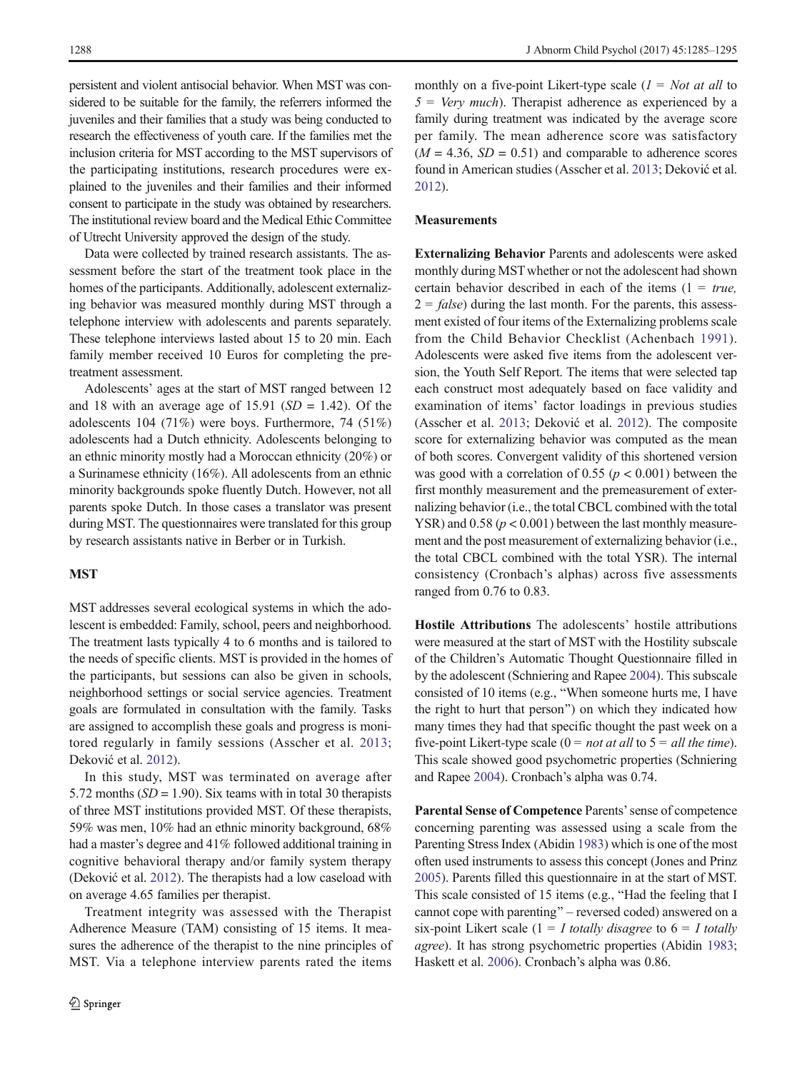persistent and violent antisocial behavior. When MST was considered to be suitable for the family, the referrers informed the juveniles and their families that a study was being conducted to research the effectiveness of youth care. If the families met the inclusion criteria for MST according to the MST supervisors of the participating institutions, research procedures were explained to the juveniles and their families and their informed consent to participate in the study was obtained by researchers. The institutional review board and the Medical Ethic Committee of Utrecht University approved the design of the study.

Data were collected by trained research assistants. The assessment before the start of the treatment took place in the homes of the participants. Additionally, adolescent externalizing behavior was measured monthly during MST through a telephone interview with adolescents and parents separately. These telephone interviews lasted about 15 to 20 min. Each family member received 10 Euros for completing the pretreatment assessment.

Adolescents' ages at the start of MST ranged between 12 and 18 with an average age of 15.91 ($SD = 1.42$). Of the adolescents 104 (71%) were boys. Furthermore, 74 (51%) adolescents had a Dutch ethnicity. Adolescents belonging to an ethnic minority mostly had a Moroccan ethnicity (20%) or a Surinamese ethnicity (16%). All adolescents from an ethnic minority backgrounds spoke fluently Dutch. However, not all parents spoke Dutch. In those cases a translator was present during MST. The questionnaires were translated for this group by research assistants native in Berber or in Turkish.

## MST

MST addresses several ecological systems in which the adolescent is embedded: Family, school, peers and neighborhood. The treatment lasts typically 4 to 6 months and is tailored to the needs of specific clients. MST is provided in the homes of the participants, but sessions can also be given in schools, neighborhood settings or social service agencies. Treatment goals are formulated in consultation with the family. Tasks are assigned to accomplish these goals and progress is monitored regularly in family sessions (Asscher et al. 2013; Deković et al. 2012).

In this study, MST was terminated on average after 5.72 months ($SD = 1.90$). Six teams with in total 30 therapists of three MST institutions provided MST. Of these therapists, 59% was men, 10% had an ethnic minority background, 68% had a master's degree and 41% followed additional training in cognitive behavioral therapy and/or family system therapy (Deković et al. 2012). The therapists had a low caseload with on average 4.65 families per therapist.

Treatment integrity was assessed with the Therapist Adherence Measure (TAM) consisting of 15 items. It measures the adherence of the therapist to the nine principles of MST. Via a telephone interview parents rated the items monthly on a five-point Likert-type scale (*1 = Not at all* to *5 = Very much*). Therapist adherence as experienced by a family during treatment was indicated by the average score per family. The mean adherence score was satisfactory ($M = 4.36$, $SD = 0.51$) and comparable to adherence scores found in American studies (Asscher et al. 2013; Deković et al. 2012).

## Measurements

**Externalizing Behavior** Parents and adolescents were asked monthly during MST whether or not the adolescent had shown certain behavior described in each of the items (1 = *true*, 2 = *false*) during the last month. For the parents, this assessment existed of four items of the Externalizing problems scale from the Child Behavior Checklist (Achenbach 1991). Adolescents were asked five items from the adolescent version, the Youth Self Report. The items that were selected tap each construct most adequately based on face validity and examination of items' factor loadings in previous studies (Asscher et al. 2013; Deković et al. 2012). The composite score for externalizing behavior was computed as the mean of both scores. Convergent validity of this shortened version was good with a correlation of 0.55 ($p < 0.001$) between the first monthly measurement and the premeasurement of externalizing behavior (i.e., the total CBCL combined with the total YSR) and 0.58 ($p < 0.001$) between the last monthly measurement and the post measurement of externalizing behavior (i.e., the total CBCL combined with the total YSR). The internal consistency (Cronbach's alphas) across five assessments ranged from 0.76 to 0.83.

**Hostile Attributions** The adolescents' hostile attributions were measured at the start of MST with the Hostility subscale of the Children's Automatic Thought Questionnaire filled in by the adolescent (Schniering and Rapee 2004). This subscale consisted of 10 items (e.g., "When someone hurts me, I have the right to hurt that person") on which they indicated how many times they had that specific thought the past week on a five-point Likert-type scale (0 = *not at all* to 5 = *all the time*). This scale showed good psychometric properties (Schniering and Rapee 2004). Cronbach's alpha was 0.74.

**Parental Sense of Competence** Parents' sense of competence concerning parenting was assessed using a scale from the Parenting Stress Index (Abidin 1983) which is one of the most often used instruments to assess this concept (Jones and Prinz 2005). Parents filled this questionnaire in at the start of MST. This scale consisted of 15 items (e.g., "Had the feeling that I cannot cope with parenting" – reversed coded) answered on a six-point Likert scale (1 = *I totally disagree* to 6 = *I totally agree*). It has strong psychometric properties (Abidin 1983; Haskett et al. 2006). Cronbach's alpha was 0.86.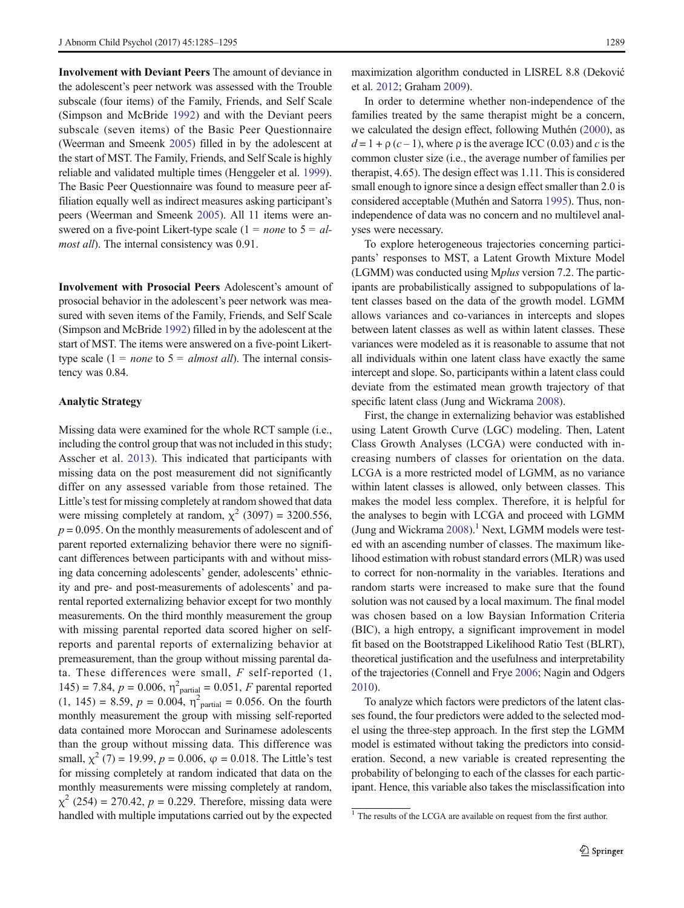**Involvement with Deviant Peers** The amount of deviance in the adolescent's peer network was assessed with the Trouble subscale (four items) of the Family, Friends, and Self Scale (Simpson and McBride 1992) and with the Deviant peers subscale (seven items) of the Basic Peer Questionnaire (Weerman and Smeenk 2005) filled in by the adolescent at the start of MST. The Family, Friends, and Self Scale is highly reliable and validated multiple times (Henggeler et al. 1999). The Basic Peer Questionnaire was found to measure peer affiliation equally well as indirect measures asking participant's peers (Weerman and Smeenk 2005). All 11 items were answered on a five-point Likert-type scale (1 = *none* to 5 = *almost all*). The internal consistency was 0.91.

**Involvement with Prosocial Peers** Adolescent's amount of prosocial behavior in the adolescent's peer network was measured with seven items of the Family, Friends, and Self Scale (Simpson and McBride 1992) filled in by the adolescent at the start of MST. The items were answered on a five-point Likert-type scale (1 = *none* to 5 = *almost all*). The internal consistency was 0.84.

### Analytic Strategy

Missing data were examined for the whole RCT sample (i.e., including the control group that was not included in this study; Asscher et al. 2013). This indicated that participants with missing data on the post measurement did not significantly differ on any assessed variable from those retained. The Little's test for missing completely at random showed that data were missing completely at random, $\chi^2$ (3097) = 3200.556, $p = 0.095$. On the monthly measurements of adolescent and of parent reported externalizing behavior there were no significant differences between participants with and without missing data concerning adolescents' gender, adolescents' ethnicity and pre- and post-measurements of adolescents' and parental reported externalizing behavior except for two monthly measurements. On the third monthly measurement the group with missing parental reported data scored higher on self-reports and parental reports of externalizing behavior at premeasurement, than the group without missing parental data. These differences were small, $F$ self-reported (1, 145) = 7.84, $p = 0.006$, $\eta^2_{\text{partial}} = 0.051$, $F$ parental reported (1, 145) = 8.59, $p = 0.004$, $\eta^2_{\text{partial}} = 0.056$. On the fourth monthly measurement the group with missing self-reported data contained more Moroccan and Surinamese adolescents than the group without missing data. This difference was small, $\chi^2$ (7) = 19.99, $p = 0.006$, $\varphi = 0.018$. The Little's test for missing completely at random indicated that data on the monthly measurements were missing completely at random, $\chi^2$ (254) = 270.42, $p = 0.229$. Therefore, missing data were handled with multiple imputations carried out by the expected maximization algorithm conducted in LISREL 8.8 (Deković et al. 2012; Graham 2009).

In order to determine whether non-independence of the families treated by the same therapist might be a concern, we calculated the design effect, following Muthén (2000), as $d = 1 + \rho\,(c - 1)$, where $\rho$ is the average ICC (0.03) and $c$ is the common cluster size (i.e., the average number of families per therapist, 4.65). The design effect was 1.11. This is considered small enough to ignore since a design effect smaller than 2.0 is considered acceptable (Muthén and Satorra 1995). Thus, non-independence of data was no concern and no multilevel analyses were necessary.

To explore heterogeneous trajectories concerning participants' responses to MST, a Latent Growth Mixture Model (LGMM) was conducted using M*plus* version 7.2. The participants are probabilistically assigned to subpopulations of latent classes based on the data of the growth model. LGMM allows variances and co-variances in intercepts and slopes between latent classes as well as within latent classes. These variances were modeled as it is reasonable to assume that not all individuals within one latent class have exactly the same intercept and slope. So, participants within a latent class could deviate from the estimated mean growth trajectory of that specific latent class (Jung and Wickrama 2008).

First, the change in externalizing behavior was established using Latent Growth Curve (LGC) modeling. Then, Latent Class Growth Analyses (LCGA) were conducted with increasing numbers of classes for orientation on the data. LCGA is a more restricted model of LGMM, as no variance within latent classes is allowed, only between classes. This makes the model less complex. Therefore, it is helpful for the analyses to begin with LCGA and proceed with LGMM (Jung and Wickrama 2008).[1] Next, LGMM models were tested with an ascending number of classes. The maximum likelihood estimation with robust standard errors (MLR) was used to correct for non-normality in the variables. Iterations and random starts were increased to make sure that the found solution was not caused by a local maximum. The final model was chosen based on a low Baysian Information Criteria (BIC), a high entropy, a significant improvement in model fit based on the Bootstrapped Likelihood Ratio Test (BLRT), theoretical justification and the usefulness and interpretability of the trajectories (Connell and Frye 2006; Nagin and Odgers 2010).

To analyze which factors were predictors of the latent classes found, the four predictors were added to the selected model using the three-step approach. In the first step the LGMM model is estimated without taking the predictors into consideration. Second, a new variable is created representing the probability of belonging to each of the classes for each participant. Hence, this variable also takes the misclassification into

[1] The results of the LCGA are available on request from the first author.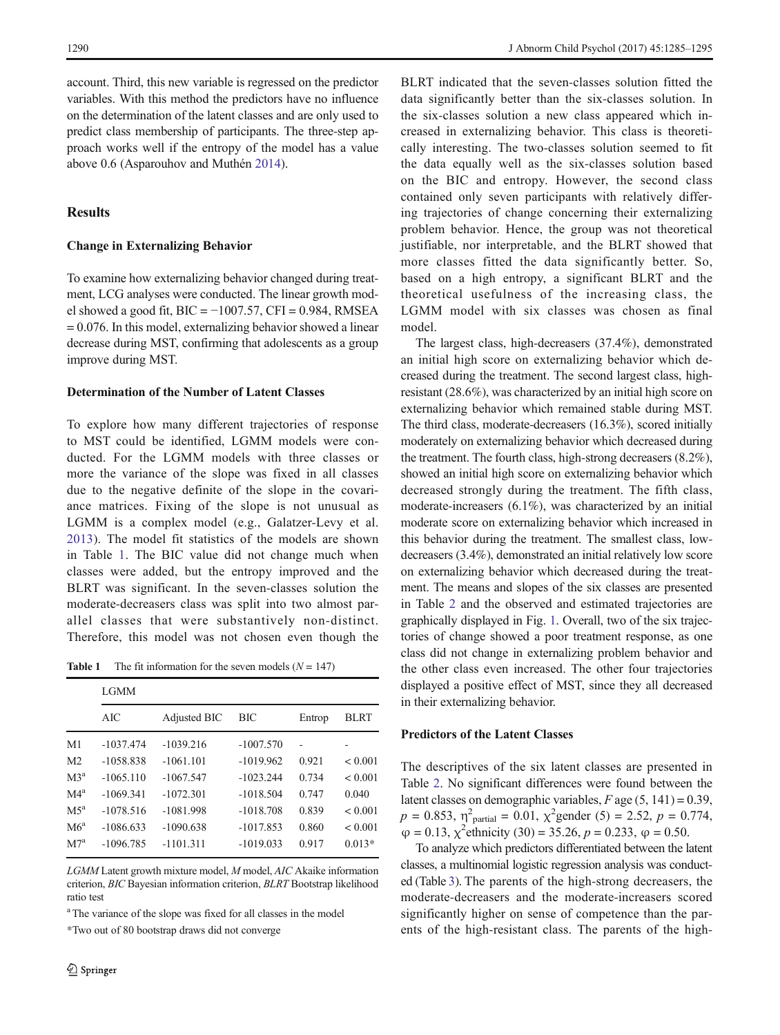account. Third, this new variable is regressed on the predictor variables. With this method the predictors have no influence on the determination of the latent classes and are only used to predict class membership of participants. The three-step approach works well if the entropy of the model has a value above 0.6 (Asparouhov and Muthén 2014).

## Results

### Change in Externalizing Behavior

To examine how externalizing behavior changed during treatment, LCG analyses were conducted. The linear growth model showed a good fit, BIC = −1007.57, CFI = 0.984, RMSEA = 0.076. In this model, externalizing behavior showed a linear decrease during MST, confirming that adolescents as a group improve during MST.

### Determination of the Number of Latent Classes

To explore how many different trajectories of response to MST could be identified, LGMM models were conducted. For the LGMM models with three classes or more the variance of the slope was fixed in all classes due to the negative definite of the slope in the covariance matrices. Fixing of the slope is not unusual as LGMM is a complex model (e.g., Galatzer-Levy et al. 2013). The model fit statistics of the models are shown in Table 1. The BIC value did not change much when classes were added, but the entropy improved and the BLRT was significant. In the seven-classes solution the moderate-decreasers class was split into two almost parallel classes that were substantively non-distinct. Therefore, this model was not chosen even though the BLRT indicated that the seven-classes solution fitted the data significantly better than the six-classes solution. In the six-classes solution a new class appeared which increased in externalizing behavior. This class is theoretically interesting. The two-classes solution seemed to fit the data equally well as the six-classes solution based on the BIC and entropy. However, the second class contained only seven participants with relatively differing trajectories of change concerning their externalizing problem behavior. Hence, the group was not theoretical justifiable, nor interpretable, and the BLRT showed that more classes fitted the data significantly better. So, based on a high entropy, a significant BLRT and the theoretical usefulness of the increasing class, the LGMM model with six classes was chosen as final model.

**Table 1** The fit information for the seven models ($N = 147$)

| | LGMM | | | | |
|---|---|---|---|---|---|
| | AIC | Adjusted BIC | BIC | Entrop | BLRT |
| M1 | -1037.474 | -1039.216 | -1007.570 | - | - |
| M2 | -1058.838 | -1061.101 | -1019.962 | 0.921 | < 0.001 |
| M3[a] | -1065.110 | -1067.547 | -1023.244 | 0.734 | < 0.001 |
| M4[a] | -1069.341 | -1072.301 | -1018.504 | 0.747 | 0.040 |
| M5[a] | -1078.516 | -1081.998 | -1018.708 | 0.839 | < 0.001 |
| M6[a] | -1086.633 | -1090.638 | -1017.853 | 0.860 | < 0.001 |
| M7[a] | -1096.785 | -1101.311 | -1019.033 | 0.917 | 0.013* |

*LGMM* Latent growth mixture model, *M* model, *AIC* Akaike information criterion, *BIC* Bayesian information criterion, *BLRT* Bootstrap likelihood ratio test

[a] The variance of the slope was fixed for all classes in the model

*Two out of 80 bootstrap draws did not converge

The largest class, high-decreasers (37.4%), demonstrated an initial high score on externalizing behavior which decreased during the treatment. The second largest class, high-resistant (28.6%), was characterized by an initial high score on externalizing behavior which remained stable during MST. The third class, moderate-decreasers (16.3%), scored initially moderately on externalizing behavior which decreased during the treatment. The fourth class, high-strong decreasers (8.2%), showed an initial high score on externalizing behavior which decreased strongly during the treatment. The fifth class, moderate-increasers (6.1%), was characterized by an initial moderate score on externalizing behavior which increased in this behavior during the treatment. The smallest class, low-decreasers (3.4%), demonstrated an initial relatively low score on externalizing behavior which decreased during the treatment. The means and slopes of the six classes are presented in Table 2 and the observed and estimated trajectories are graphically displayed in Fig. 1. Overall, two of the six trajectories of change showed a poor treatment response, as one class did not change in externalizing problem behavior and the other class even increased. The other four trajectories displayed a positive effect of MST, since they all decreased in their externalizing behavior.

### Predictors of the Latent Classes

The descriptives of the six latent classes are presented in Table 2. No significant differences were found between the latent classes on demographic variables, $F$ age $(5, 141) = 0.39$, $p = 0.853$, $\eta^2_{\text{partial}} = 0.01$, $\chi^2$gender $(5) = 2.52$, $p = 0.774$, $\varphi = 0.13$, $\chi^2$ethnicity $(30) = 35.26$, $p = 0.233$, $\varphi = 0.50$.

To analyze which predictors differentiated between the latent classes, a multinomial logistic regression analysis was conducted (Table 3). The parents of the high-strong decreasers, the moderate-decreasers and the moderate-increasers scored significantly higher on sense of competence than the parents of the high-resistant class. The parents of the high-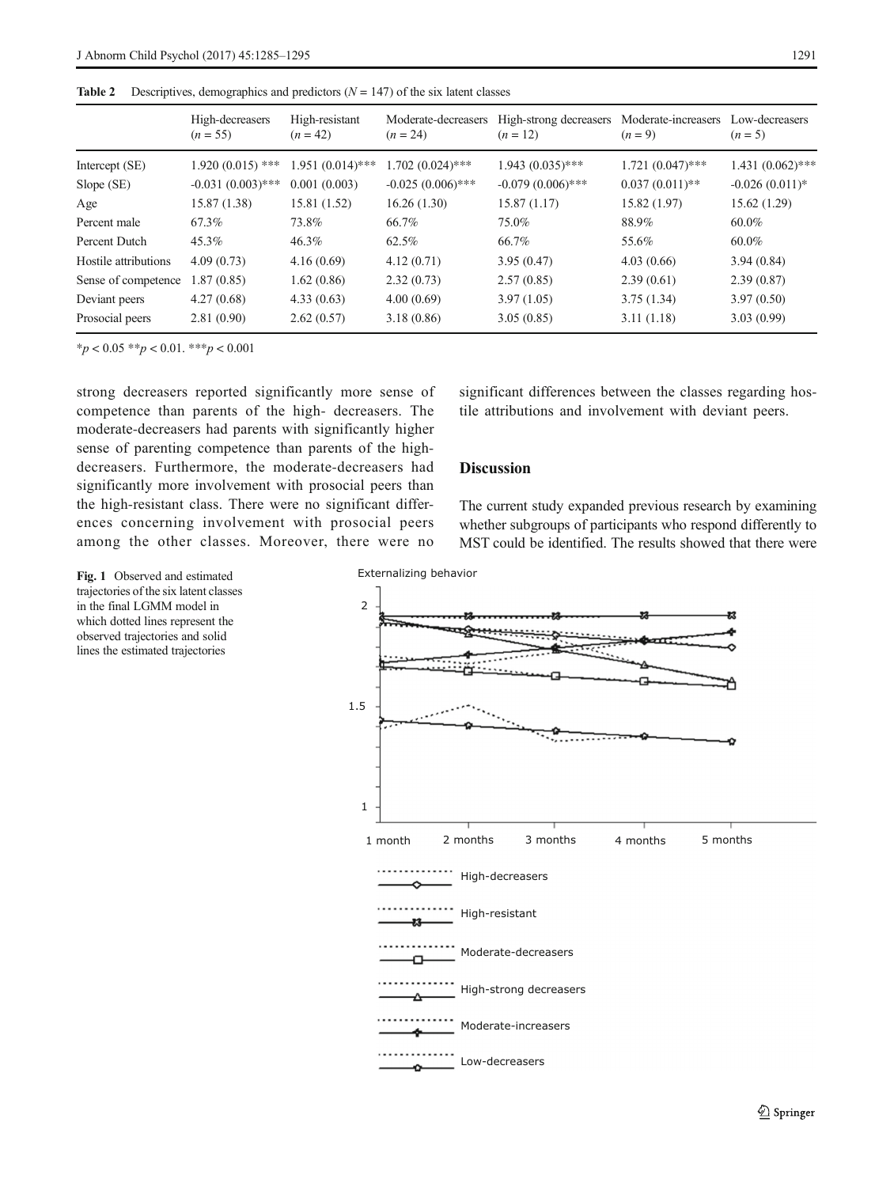**Table 2** Descriptives, demographics and predictors ($N = 147$) of the six latent classes

| | High-decreasers ($n = 55$) | High-resistant ($n = 42$) | Moderate-decreasers ($n = 24$) | High-strong decreasers ($n = 12$) | Moderate-increasers ($n = 9$) | Low-decreasers ($n = 5$) |
|---|---|---|---|---|---|---|
| Intercept (SE) | 1.920 (0.015) *** | 1.951 (0.014)*** | 1.702 (0.024)*** | 1.943 (0.035)*** | 1.721 (0.047)*** | 1.431 (0.062)*** |
| Slope (SE) | -0.031 (0.003)*** | 0.001 (0.003) | -0.025 (0.006)*** | -0.079 (0.006)*** | 0.037 (0.011)** | -0.026 (0.011)* |
| Age | 15.87 (1.38) | 15.81 (1.52) | 16.26 (1.30) | 15.87 (1.17) | 15.82 (1.97) | 15.62 (1.29) |
| Percent male | 67.3% | 73.8% | 66.7% | 75.0% | 88.9% | 60.0% |
| Percent Dutch | 45.3% | 46.3% | 62.5% | 66.7% | 55.6% | 60.0% |
| Hostile attributions | 4.09 (0.73) | 4.16 (0.69) | 4.12 (0.71) | 3.95 (0.47) | 4.03 (0.66) | 3.94 (0.84) |
| Sense of competence | 1.87 (0.85) | 1.62 (0.86) | 2.32 (0.73) | 2.57 (0.85) | 2.39 (0.61) | 2.39 (0.87) |
| Deviant peers | 4.27 (0.68) | 4.33 (0.63) | 4.00 (0.69) | 3.97 (1.05) | 3.75 (1.34) | 3.97 (0.50) |
| Prosocial peers | 2.81 (0.90) | 2.62 (0.57) | 3.18 (0.86) | 3.05 (0.85) | 3.11 (1.18) | 3.03 (0.99) |

*$p < 0.05$ **$p < 0.01$. ***$p < 0.001$

strong decreasers reported significantly more sense of competence than parents of the high- decreasers. The moderate-decreasers had parents with significantly higher sense of parenting competence than parents of the high-decreasers. Furthermore, the moderate-decreasers had significantly more involvement with prosocial peers than the high-resistant class. There were no significant differences concerning involvement with prosocial peers among the other classes. Moreover, there were no significant differences between the classes regarding hostile attributions and involvement with deviant peers.

## Discussion

The current study expanded previous research by examining whether subgroups of participants who respond differently to MST could be identified. The results showed that there were

**Fig. 1** Observed and estimated trajectories of the six latent classes in the final LGMM model in which dotted lines represent the observed trajectories and solid lines the estimated trajectories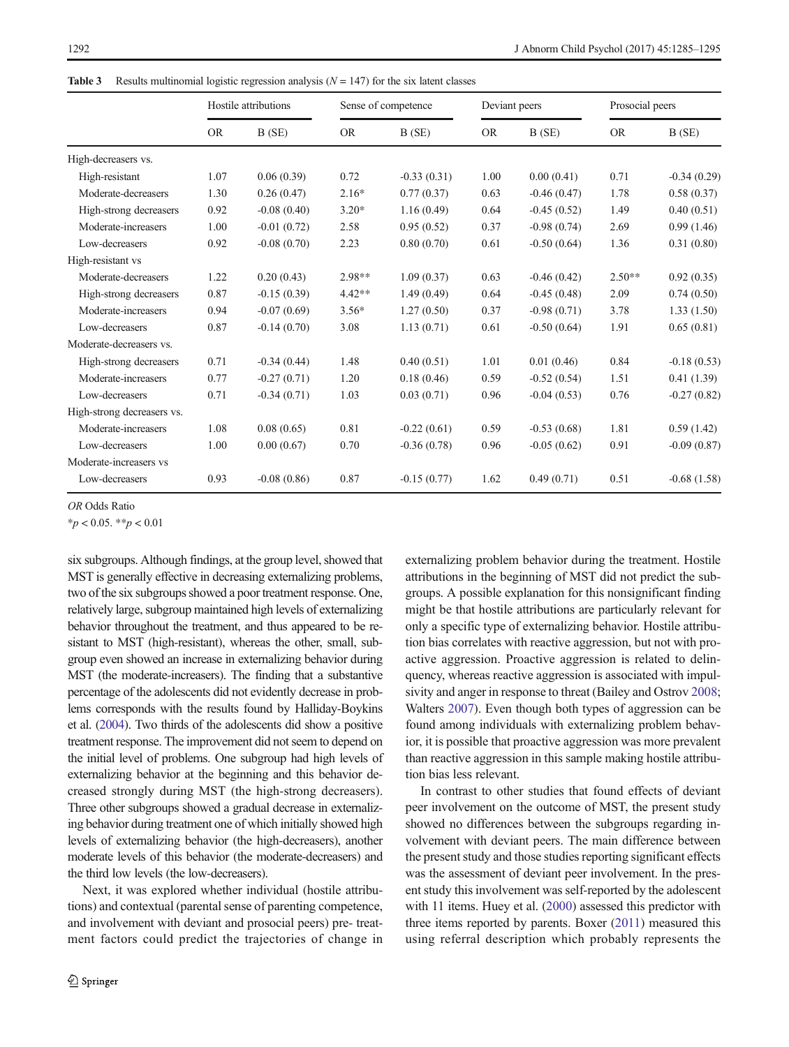**Table 3** Results multinomial logistic regression analysis ($N = 147$) for the six latent classes

| | Hostile attributions | | Sense of competence | | Deviant peers | | Prosocial peers | |
|---|---|---|---|---|---|---|---|---|
| | OR | B (SE) | OR | B (SE) | OR | B (SE) | OR | B (SE) |
| High-decreasers vs. | | | | | | | | |
| High-resistant | 1.07 | 0.06 (0.39) | 0.72 | -0.33 (0.31) | 1.00 | 0.00 (0.41) | 0.71 | -0.34 (0.29) |
| Moderate-decreasers | 1.30 | 0.26 (0.47) | 2.16* | 0.77 (0.37) | 0.63 | -0.46 (0.47) | 1.78 | 0.58 (0.37) |
| High-strong decreasers | 0.92 | -0.08 (0.40) | 3.20* | 1.16 (0.49) | 0.64 | -0.45 (0.52) | 1.49 | 0.40 (0.51) |
| Moderate-increasers | 1.00 | -0.01 (0.72) | 2.58 | 0.95 (0.52) | 0.37 | -0.98 (0.74) | 2.69 | 0.99 (1.46) |
| Low-decreasers | 0.92 | -0.08 (0.70) | 2.23 | 0.80 (0.70) | 0.61 | -0.50 (0.64) | 1.36 | 0.31 (0.80) |
| High-resistant vs | | | | | | | | |
| Moderate-decreasers | 1.22 | 0.20 (0.43) | 2.98** | 1.09 (0.37) | 0.63 | -0.46 (0.42) | 2.50** | 0.92 (0.35) |
| High-strong decreasers | 0.87 | -0.15 (0.39) | 4.42** | 1.49 (0.49) | 0.64 | -0.45 (0.48) | 2.09 | 0.74 (0.50) |
| Moderate-increasers | 0.94 | -0.07 (0.69) | 3.56* | 1.27 (0.50) | 0.37 | -0.98 (0.71) | 3.78 | 1.33 (1.50) |
| Low-decreasers | 0.87 | -0.14 (0.70) | 3.08 | 1.13 (0.71) | 0.61 | -0.50 (0.64) | 1.91 | 0.65 (0.81) |
| Moderate-decreasers vs. | | | | | | | | |
| High-strong decreasers | 0.71 | -0.34 (0.44) | 1.48 | 0.40 (0.51) | 1.01 | 0.01 (0.46) | 0.84 | -0.18 (0.53) |
| Moderate-increasers | 0.77 | -0.27 (0.71) | 1.20 | 0.18 (0.46) | 0.59 | -0.52 (0.54) | 1.51 | 0.41 (1.39) |
| Low-decreasers | 0.71 | -0.34 (0.71) | 1.03 | 0.03 (0.71) | 0.96 | -0.04 (0.53) | 0.76 | -0.27 (0.82) |
| High-strong decreasers vs. | | | | | | | | |
| Moderate-increasers | 1.08 | 0.08 (0.65) | 0.81 | -0.22 (0.61) | 0.59 | -0.53 (0.68) | 1.81 | 0.59 (1.42) |
| Low-decreasers | 1.00 | 0.00 (0.67) | 0.70 | -0.36 (0.78) | 0.96 | -0.05 (0.62) | 0.91 | -0.09 (0.87) |
| Moderate-increasers vs | | | | | | | | |
| Low-decreasers | 0.93 | -0.08 (0.86) | 0.87 | -0.15 (0.77) | 1.62 | 0.49 (0.71) | 0.51 | -0.68 (1.58) |

*OR* Odds Ratio

*$p < 0.05$. **$p < 0.01$

six subgroups. Although findings, at the group level, showed that MST is generally effective in decreasing externalizing problems, two of the six subgroups showed a poor treatment response. One, relatively large, subgroup maintained high levels of externalizing behavior throughout the treatment, and thus appeared to be resistant to MST (high-resistant), whereas the other, small, subgroup even showed an increase in externalizing behavior during MST (the moderate-increasers). The finding that a substantive percentage of the adolescents did not evidently decrease in problems corresponds with the results found by Halliday-Boykins et al. (2004). Two thirds of the adolescents did show a positive treatment response. The improvement did not seem to depend on the initial level of problems. One subgroup had high levels of externalizing behavior at the beginning and this behavior decreased strongly during MST (the high-strong decreasers). Three other subgroups showed a gradual decrease in externalizing behavior during treatment one of which initially showed high levels of externalizing behavior (the high-decreasers), another moderate levels of this behavior (the moderate-decreasers) and the third low levels (the low-decreasers).

Next, it was explored whether individual (hostile attributions) and contextual (parental sense of parenting competence, and involvement with deviant and prosocial peers) pre- treatment factors could predict the trajectories of change in externalizing problem behavior during the treatment. Hostile attributions in the beginning of MST did not predict the subgroups. A possible explanation for this nonsignificant finding might be that hostile attributions are particularly relevant for only a specific type of externalizing behavior. Hostile attribution bias correlates with reactive aggression, but not with proactive aggression. Proactive aggression is related to delinquency, whereas reactive aggression is associated with impulsivity and anger in response to threat (Bailey and Ostrov 2008; Walters 2007). Even though both types of aggression can be found among individuals with externalizing problem behavior, it is possible that proactive aggression was more prevalent than reactive aggression in this sample making hostile attribution bias less relevant.

In contrast to other studies that found effects of deviant peer involvement on the outcome of MST, the present study showed no differences between the subgroups regarding involvement with deviant peers. The main difference between the present study and those studies reporting significant effects was the assessment of deviant peer involvement. In the present study this involvement was self-reported by the adolescent with 11 items. Huey et al. (2000) assessed this predictor with three items reported by parents. Boxer (2011) measured this using referral description which probably represents the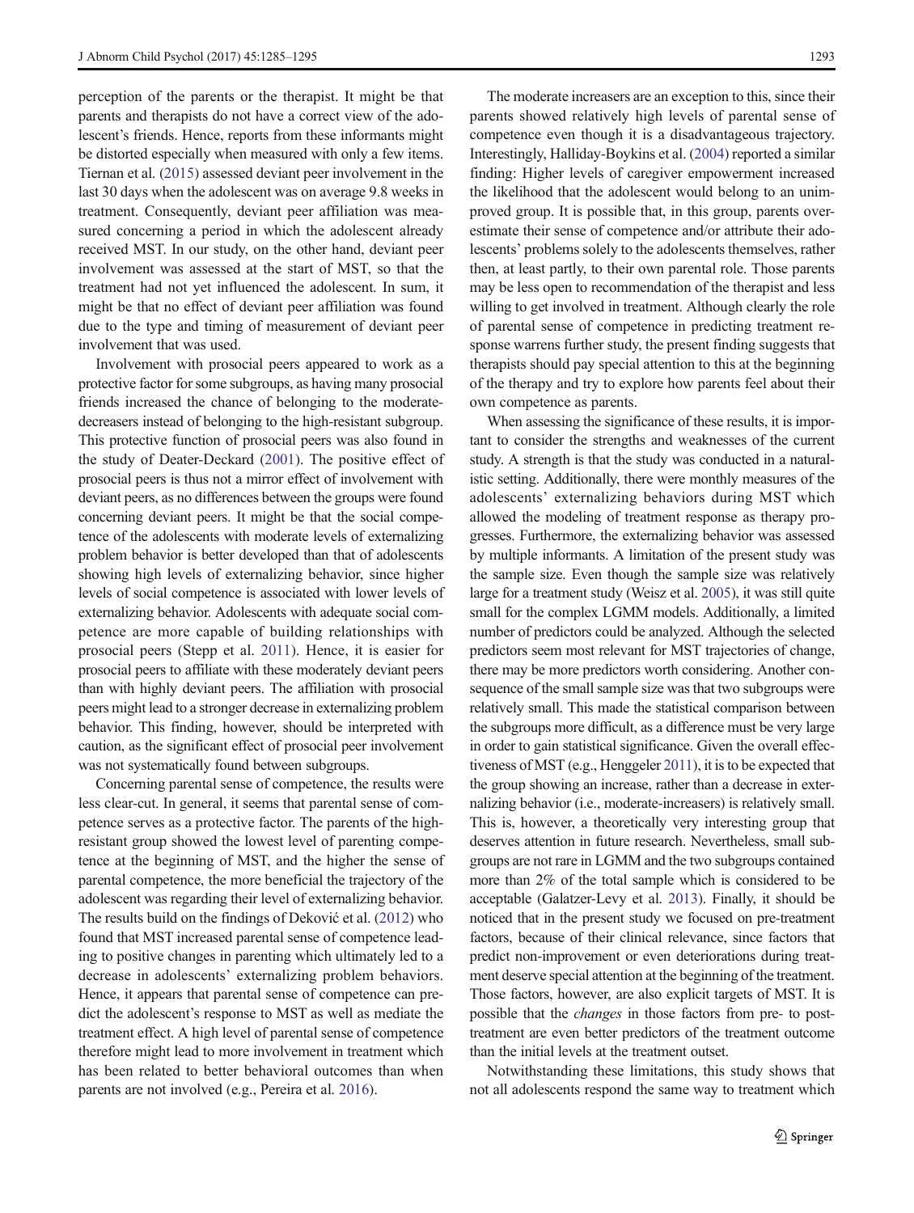perception of the parents or the therapist. It might be that parents and therapists do not have a correct view of the adolescent's friends. Hence, reports from these informants might be distorted especially when measured with only a few items. Tiernan et al. (2015) assessed deviant peer involvement in the last 30 days when the adolescent was on average 9.8 weeks in treatment. Consequently, deviant peer affiliation was measured concerning a period in which the adolescent already received MST. In our study, on the other hand, deviant peer involvement was assessed at the start of MST, so that the treatment had not yet influenced the adolescent. In sum, it might be that no effect of deviant peer affiliation was found due to the type and timing of measurement of deviant peer involvement that was used.

Involvement with prosocial peers appeared to work as a protective factor for some subgroups, as having many prosocial friends increased the chance of belonging to the moderate-decreasers instead of belonging to the high-resistant subgroup. This protective function of prosocial peers was also found in the study of Deater-Deckard (2001). The positive effect of prosocial peers is thus not a mirror effect of involvement with deviant peers, as no differences between the groups were found concerning deviant peers. It might be that the social competence of the adolescents with moderate levels of externalizing problem behavior is better developed than that of adolescents showing high levels of externalizing behavior, since higher levels of social competence is associated with lower levels of externalizing behavior. Adolescents with adequate social competence are more capable of building relationships with prosocial peers (Stepp et al. 2011). Hence, it is easier for prosocial peers to affiliate with these moderately deviant peers than with highly deviant peers. The affiliation with prosocial peers might lead to a stronger decrease in externalizing problem behavior. This finding, however, should be interpreted with caution, as the significant effect of prosocial peer involvement was not systematically found between subgroups.

Concerning parental sense of competence, the results were less clear-cut. In general, it seems that parental sense of competence serves as a protective factor. The parents of the high-resistant group showed the lowest level of parenting competence at the beginning of MST, and the higher the sense of parental competence, the more beneficial the trajectory of the adolescent was regarding their level of externalizing behavior. The results build on the findings of Deković et al. (2012) who found that MST increased parental sense of competence leading to positive changes in parenting which ultimately led to a decrease in adolescents' externalizing problem behaviors. Hence, it appears that parental sense of competence can predict the adolescent's response to MST as well as mediate the treatment effect. A high level of parental sense of competence therefore might lead to more involvement in treatment which has been related to better behavioral outcomes than when parents are not involved (e.g., Pereira et al. 2016).

The moderate increasers are an exception to this, since their parents showed relatively high levels of parental sense of competence even though it is a disadvantageous trajectory. Interestingly, Halliday-Boykins et al. (2004) reported a similar finding: Higher levels of caregiver empowerment increased the likelihood that the adolescent would belong to an unimproved group. It is possible that, in this group, parents overestimate their sense of competence and/or attribute their adolescents' problems solely to the adolescents themselves, rather then, at least partly, to their own parental role. Those parents may be less open to recommendation of the therapist and less willing to get involved in treatment. Although clearly the role of parental sense of competence in predicting treatment response warrens further study, the present finding suggests that therapists should pay special attention to this at the beginning of the therapy and try to explore how parents feel about their own competence as parents.

When assessing the significance of these results, it is important to consider the strengths and weaknesses of the current study. A strength is that the study was conducted in a naturalistic setting. Additionally, there were monthly measures of the adolescents' externalizing behaviors during MST which allowed the modeling of treatment response as therapy progresses. Furthermore, the externalizing behavior was assessed by multiple informants. A limitation of the present study was the sample size. Even though the sample size was relatively large for a treatment study (Weisz et al. 2005), it was still quite small for the complex LGMM models. Additionally, a limited number of predictors could be analyzed. Although the selected predictors seem most relevant for MST trajectories of change, there may be more predictors worth considering. Another consequence of the small sample size was that two subgroups were relatively small. This made the statistical comparison between the subgroups more difficult, as a difference must be very large in order to gain statistical significance. Given the overall effectiveness of MST (e.g., Henggeler 2011), it is to be expected that the group showing an increase, rather than a decrease in externalizing behavior (i.e., moderate-increasers) is relatively small. This is, however, a theoretically very interesting group that deserves attention in future research. Nevertheless, small subgroups are not rare in LGMM and the two subgroups contained more than 2% of the total sample which is considered to be acceptable (Galatzer-Levy et al. 2013). Finally, it should be noticed that in the present study we focused on pre-treatment factors, because of their clinical relevance, since factors that predict non-improvement or even deteriorations during treatment deserve special attention at the beginning of the treatment. Those factors, however, are also explicit targets of MST. It is possible that the *changes* in those factors from pre- to post-treatment are even better predictors of the treatment outcome than the initial levels at the treatment outset.

Notwithstanding these limitations, this study shows that not all adolescents respond the same way to treatment which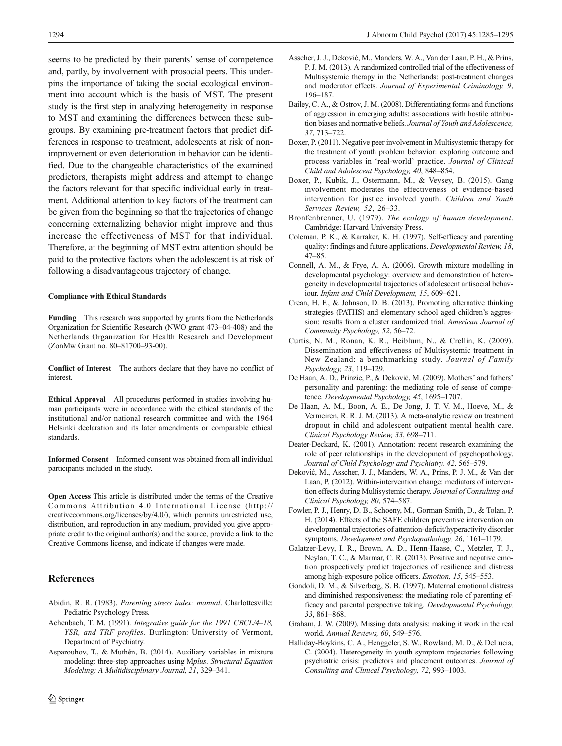seems to be predicted by their parents' sense of competence and, partly, by involvement with prosocial peers. This underpins the importance of taking the social ecological environment into account which is the basis of MST. The present study is the first step in analyzing heterogeneity in response to MST and examining the differences between these subgroups. By examining pre-treatment factors that predict differences in response to treatment, adolescents at risk of non-improvement or even deterioration in behavior can be identified. Due to the changeable characteristics of the examined predictors, therapists might address and attempt to change the factors relevant for that specific individual early in treatment. Additional attention to key factors of the treatment can be given from the beginning so that the trajectories of change concerning externalizing behavior might improve and thus increase the effectiveness of MST for that individual. Therefore, at the beginning of MST extra attention should be paid to the protective factors when the adolescent is at risk of following a disadvantageous trajectory of change.

#### Compliance with Ethical Standards

**Funding** This research was supported by grants from the Netherlands Organization for Scientific Research (NWO grant 473–04-408) and the Netherlands Organization for Health Research and Development (ZonMw Grant no. 80–81700–93-00).

**Conflict of Interest** The authors declare that they have no conflict of interest.

**Ethical Approval** All procedures performed in studies involving human participants were in accordance with the ethical standards of the institutional and/or national research committee and with the 1964 Helsinki declaration and its later amendments or comparable ethical standards.

**Informed Consent** Informed consent was obtained from all individual participants included in the study.

**Open Access** This article is distributed under the terms of the Creative Commons Attribution 4.0 International License (http://creativecommons.org/licenses/by/4.0/), which permits unrestricted use, distribution, and reproduction in any medium, provided you give appropriate credit to the original author(s) and the source, provide a link to the Creative Commons license, and indicate if changes were made.

## References

Abidin, R. R. (1983). *Parenting stress index: manual*. Charlottesville: Pediatric Psychology Press.

Achenbach, T. M. (1991). *Integrative guide for the 1991 CBCL/4–18, YSR, and TRF profiles*. Burlington: University of Vermont, Department of Psychiatry.

Asparouhov, T., & Muthén, B. (2014). Auxiliary variables in mixture modeling: three-step approaches using M*plus*. *Structural Equation Modeling: A Multidisciplinary Journal, 21*, 329–341.

Asscher, J. J., Deković, M., Manders, W. A., Van der Laan, P. H., & Prins, P. J. M. (2013). A randomized controlled trial of the effectiveness of Multisystemic therapy in the Netherlands: post-treatment changes and moderator effects. *Journal of Experimental Criminology, 9*, 196–187.

Bailey, C. A., & Ostrov, J. M. (2008). Differentiating forms and functions of aggression in emerging adults: associations with hostile attribution biases and normative beliefs. *Journal of Youth and Adolescence, 37*, 713–722.

Boxer, P. (2011). Negative peer involvement in Multisystemic therapy for the treatment of youth problem behavior: exploring outcome and process variables in 'real-world' practice. *Journal of Clinical Child and Adolescent Psychology, 40*, 848–854.

Boxer, P., Kubik, J., Ostermann, M., & Veysey, B. (2015). Gang involvement moderates the effectiveness of evidence-based intervention for justice involved youth. *Children and Youth Services Review, 52*, 26–33.

Bronfenbrenner, U. (1979). *The ecology of human development*. Cambridge: Harvard University Press.

Coleman, P. K., & Karraker, K. H. (1997). Self-efficacy and parenting quality: findings and future applications. *Developmental Review, 18*, 47–85.

Connell, A. M., & Frye, A. A. (2006). Growth mixture modelling in developmental psychology: overview and demonstration of heterogeneity in developmental trajectories of adolescent antisocial behaviour. *Infant and Child Development, 15*, 609–621.

Crean, H. F., & Johnson, D. B. (2013). Promoting alternative thinking strategies (PATHS) and elementary school aged children's aggression: results from a cluster randomized trial. *American Journal of Community Psychology, 52*, 56–72.

Curtis, N. M., Ronan, K. R., Heiblum, N., & Crellin, K. (2009). Dissemination and effectiveness of Multisystemic treatment in New Zealand: a benchmarking study. *Journal of Family Psychology, 23*, 119–129.

De Haan, A. D., Prinzie, P., & Deković, M. (2009). Mothers' and fathers' personality and parenting: the mediating role of sense of competence. *Developmental Psychology, 45*, 1695–1707.

De Haan, A. M., Boon, A. E., De Jong, J. T. V. M., Hoeve, M., & Vermeiren, R. R. J. M. (2013). A meta-analytic review on treatment dropout in child and adolescent outpatient mental health care. *Clinical Psychology Review, 33*, 698–711.

Deater-Deckard, K. (2001). Annotation: recent research examining the role of peer relationships in the development of psychopathology. *Journal of Child Psychology and Psychiatry, 42*, 565–579.

Deković, M., Asscher, J. J., Manders, W. A., Prins, P. J. M., & Van der Laan, P. (2012). Within-intervention change: mediators of intervention effects during Multisystemic therapy. *Journal of Consulting and Clinical Psychology, 80*, 574–587.

Fowler, P. J., Henry, D. B., Schoeny, M., Gorman-Smith, D., & Tolan, P. H. (2014). Effects of the SAFE children preventive intervention on developmental trajectories of attention-deficit/hyperactivity disorder symptoms. *Development and Psychopathology, 26*, 1161–1179.

Galatzer-Levy, I. R., Brown, A. D., Henn-Haase, C., Metzler, T. J., Neylan, T. C., & Marmar, C. R. (2013). Positive and negative emotion prospectively predict trajectories of resilience and distress among high-exposure police officers. *Emotion, 15*, 545–553.

Gondoli, D. M., & Silverberg, S. B. (1997). Maternal emotional distress and diminished responsiveness: the mediating role of parenting efficacy and parental perspective taking. *Developmental Psychology, 33*, 861–868.

Graham, J. W. (2009). Missing data analysis: making it work in the real world. *Annual Reviews, 60*, 549–576.

Halliday-Boykins, C. A., Henggeler, S. W., Rowland, M. D., & DeLucia, C. (2004). Heterogeneity in youth symptom trajectories following psychiatric crisis: predictors and placement outcomes. *Journal of Consulting and Clinical Psychology, 72*, 993–1003.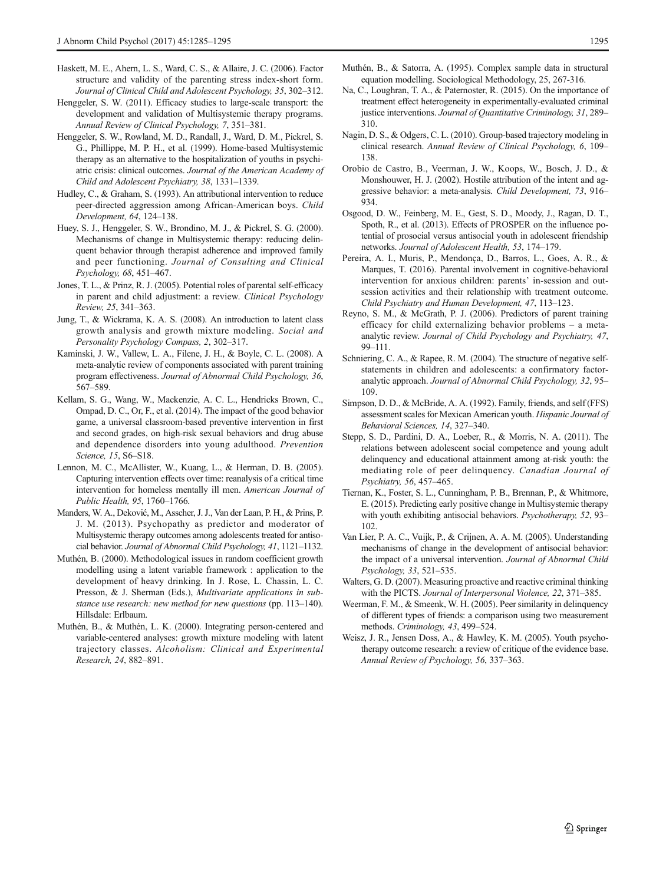Haskett, M. E., Ahern, L. S., Ward, C. S., & Allaire, J. C. (2006). Factor structure and validity of the parenting stress index-short form. *Journal of Clinical Child and Adolescent Psychology, 35*, 302–312.

Henggeler, S. W. (2011). Efficacy studies to large-scale transport: the development and validation of Multisystemic therapy programs. *Annual Review of Clinical Psychology, 7*, 351–381.

Henggeler, S. W., Rowland, M. D., Randall, J., Ward, D. M., Pickrel, S. G., Phillippe, M. P. H., et al. (1999). Home-based Multisystemic therapy as an alternative to the hospitalization of youths in psychiatric crisis: clinical outcomes. *Journal of the American Academy of Child and Adolescent Psychiatry, 38*, 1331–1339.

Hudley, C., & Graham, S. (1993). An attributional intervention to reduce peer-directed aggression among African-American boys. *Child Development, 64*, 124–138.

Huey, S. J., Henggeler, S. W., Brondino, M. J., & Pickrel, S. G. (2000). Mechanisms of change in Multisystemic therapy: reducing delinquent behavior through therapist adherence and improved family and peer functioning. *Journal of Consulting and Clinical Psychology, 68*, 451–467.

Jones, T. L., & Prinz, R. J. (2005). Potential roles of parental self-efficacy in parent and child adjustment: a review. *Clinical Psychology Review, 25*, 341–363.

Jung, T., & Wickrama, K. A. S. (2008). An introduction to latent class growth analysis and growth mixture modeling. *Social and Personality Psychology Compass, 2*, 302–317.

Kaminski, J. W., Vallew, L. A., Filene, J. H., & Boyle, C. L. (2008). A meta-analytic review of components associated with parent training program effectiveness. *Journal of Abnormal Child Psychology, 36*, 567–589.

Kellam, S. G., Wang, W., Mackenzie, A. C. L., Hendricks Brown, C., Ompad, D. C., Or, F., et al. (2014). The impact of the good behavior game, a universal classroom-based preventive intervention in first and second grades, on high-risk sexual behaviors and drug abuse and dependence disorders into young adulthood. *Prevention Science, 15*, S6–S18.

Lennon, M. C., McAllister, W., Kuang, L., & Herman, D. B. (2005). Capturing intervention effects over time: reanalysis of a critical time intervention for homeless mentally ill men. *American Journal of Public Health, 95*, 1760–1766.

Manders, W. A., Deković, M., Asscher, J. J., Van der Laan, P. H., & Prins, P. J. M. (2013). Psychopathy as predictor and moderator of Multisystemic therapy outcomes among adolescents treated for antisocial behavior. *Journal of Abnormal Child Psychology, 41*, 1121–1132.

Muthén, B. (2000). Methodological issues in random coefficient growth modelling using a latent variable framework : application to the development of heavy drinking. In J. Rose, L. Chassin, L. C. Presson, & J. Sherman (Eds.), *Multivariate applications in substance use research: new method for new questions* (pp. 113–140). Hillsdale: Erlbaum.

Muthén, B., & Muthén, L. K. (2000). Integrating person-centered and variable-centered analyses: growth mixture modeling with latent trajectory classes. *Alcoholism: Clinical and Experimental Research, 24*, 882–891.

Muthén, B., & Satorra, A. (1995). Complex sample data in structural equation modelling. Sociological Methodology, 25, 267-316.

Na, C., Loughran, T. A., & Paternoster, R. (2015). On the importance of treatment effect heterogeneity in experimentally-evaluated criminal justice interventions. *Journal of Quantitative Criminology, 31*, 289–310.

Nagin, D. S., & Odgers, C. L. (2010). Group-based trajectory modeling in clinical research. *Annual Review of Clinical Psychology, 6*, 109–138.

Orobio de Castro, B., Veerman, J. W., Koops, W., Bosch, J. D., & Monshouwer, H. J. (2002). Hostile attribution of the intent and aggressive behavior: a meta-analysis. *Child Development, 73*, 916–934.

Osgood, D. W., Feinberg, M. E., Gest, S. D., Moody, J., Ragan, D. T., Spoth, R., et al. (2013). Effects of PROSPER on the influence potential of prosocial versus antisocial youth in adolescent friendship networks. *Journal of Adolescent Health, 53*, 174–179.

Pereira, A. I., Muris, P., Mendonça, D., Barros, L., Goes, A. R., & Marques, T. (2016). Parental involvement in cognitive-behavioral intervention for anxious children: parents' in-session and out-session activities and their relationship with treatment outcome. *Child Psychiatry and Human Development, 47*, 113–123.

Reyno, S. M., & McGrath, P. J. (2006). Predictors of parent training efficacy for child externalizing behavior problems – a meta-analytic review. *Journal of Child Psychology and Psychiatry, 47*, 99–111.

Schniering, C. A., & Rapee, R. M. (2004). The structure of negative self-statements in children and adolescents: a confirmatory factor-analytic approach. *Journal of Abnormal Child Psychology, 32*, 95–109.

Simpson, D. D., & McBride, A. A. (1992). Family, friends, and self (FFS) assessment scales for Mexican American youth. *Hispanic Journal of Behavioral Sciences, 14*, 327–340.

Stepp, S. D., Pardini, D. A., Loeber, R., & Morris, N. A. (2011). The relations between adolescent social competence and young adult delinquency and educational attainment among at-risk youth: the mediating role of peer delinquency. *Canadian Journal of Psychiatry, 56*, 457–465.

Tiernan, K., Foster, S. L., Cunningham, P. B., Brennan, P., & Whitmore, E. (2015). Predicting early positive change in Multisystemic therapy with youth exhibiting antisocial behaviors. *Psychotherapy, 52*, 93–102.

Van Lier, P. A. C., Vuijk, P., & Crijnen, A. A. M. (2005). Understanding mechanisms of change in the development of antisocial behavior: the impact of a universal intervention. *Journal of Abnormal Child Psychology, 33*, 521–535.

Walters, G. D. (2007). Measuring proactive and reactive criminal thinking with the PICTS. *Journal of Interpersonal Violence, 22*, 371–385.

Weerman, F. M., & Smeenk, W. H. (2005). Peer similarity in delinquency of different types of friends: a comparison using two measurement methods. *Criminology, 43*, 499–524.

Weisz, J. R., Jensen Doss, A., & Hawley, K. M. (2005). Youth psychotherapy outcome research: a review of critique of the evidence base. *Annual Review of Psychology, 56*, 337–363.